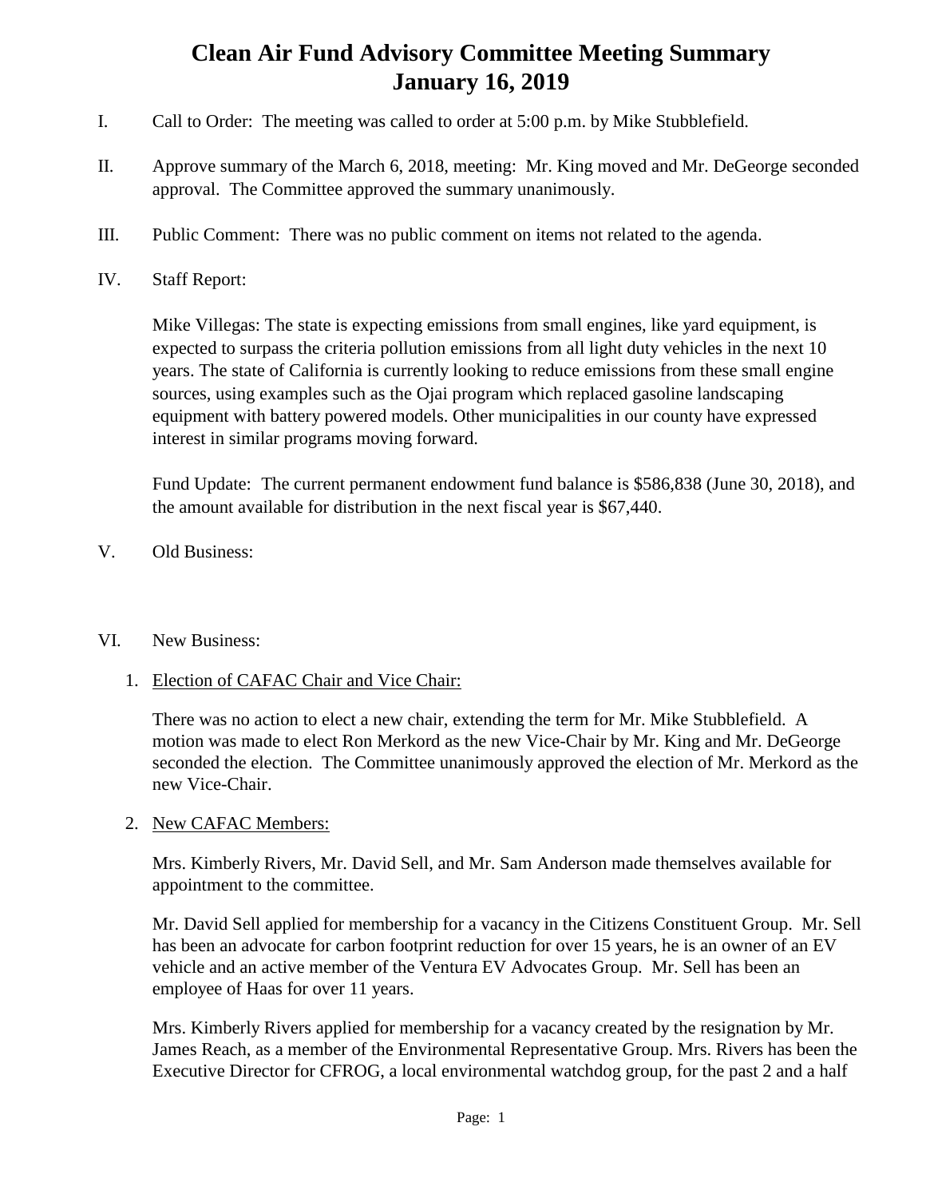# Clean Air Fund Advisory Committee Meeting Summary
# January 16, 2019

I. Call to Order: The meeting was called to order at 5:00 p.m. by Mike Stubblefield.

II. Approve summary of the March 6, 2018, meeting: Mr. King moved and Mr. DeGeorge seconded approval. The Committee approved the summary unanimously.

III. Public Comment: There was no public comment on items not related to the agenda.

IV. Staff Report:

Mike Villegas: The state is expecting emissions from small engines, like yard equipment, is expected to surpass the criteria pollution emissions from all light duty vehicles in the next 10 years. The state of California is currently looking to reduce emissions from these small engine sources, using examples such as the Ojai program which replaced gasoline landscaping equipment with battery powered models. Other municipalities in our county have expressed interest in similar programs moving forward.

Fund Update: The current permanent endowment fund balance is $586,838 (June 30, 2018), and the amount available for distribution in the next fiscal year is $67,440.

V. Old Business:

VI. New Business:

1. Election of CAFAC Chair and Vice Chair:

   There was no action to elect a new chair, extending the term for Mr. Mike Stubblefield. A motion was made to elect Ron Merkord as the new Vice-Chair by Mr. King and Mr. DeGeorge seconded the election. The Committee unanimously approved the election of Mr. Merkord as the new Vice-Chair.

2. New CAFAC Members:

   Mrs. Kimberly Rivers, Mr. David Sell, and Mr. Sam Anderson made themselves available for appointment to the committee.

   Mr. David Sell applied for membership for a vacancy in the Citizens Constituent Group. Mr. Sell has been an advocate for carbon footprint reduction for over 15 years, he is an owner of an EV vehicle and an active member of the Ventura EV Advocates Group. Mr. Sell has been an employee of Haas for over 11 years.

   Mrs. Kimberly Rivers applied for membership for a vacancy created by the resignation by Mr. James Reach, as a member of the Environmental Representative Group. Mrs. Rivers has been the Executive Director for CFROG, a local environmental watchdog group, for the past 2 and a half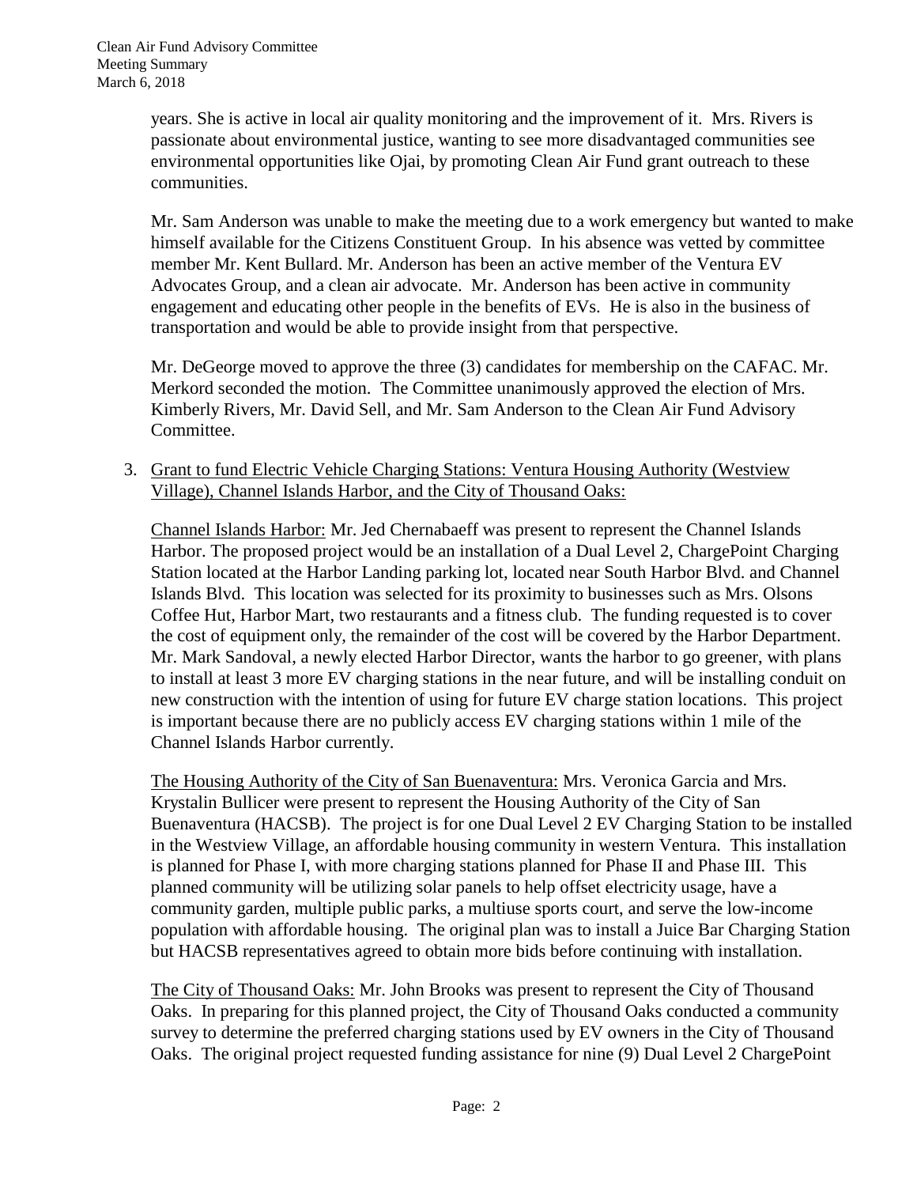years. She is active in local air quality monitoring and the improvement of it. Mrs. Rivers is passionate about environmental justice, wanting to see more disadvantaged communities see environmental opportunities like Ojai, by promoting Clean Air Fund grant outreach to these communities.

Mr. Sam Anderson was unable to make the meeting due to a work emergency but wanted to make himself available for the Citizens Constituent Group. In his absence was vetted by committee member Mr. Kent Bullard. Mr. Anderson has been an active member of the Ventura EV Advocates Group, and a clean air advocate. Mr. Anderson has been active in community engagement and educating other people in the benefits of EVs. He is also in the business of transportation and would be able to provide insight from that perspective.

Mr. DeGeorge moved to approve the three (3) candidates for membership on the CAFAC. Mr. Merkord seconded the motion. The Committee unanimously approved the election of Mrs. Kimberly Rivers, Mr. David Sell, and Mr. Sam Anderson to the Clean Air Fund Advisory Committee.

3. Grant to fund Electric Vehicle Charging Stations: Ventura Housing Authority (Westview Village), Channel Islands Harbor, and the City of Thousand Oaks:

   Channel Islands Harbor: Mr. Jed Chernabaeff was present to represent the Channel Islands Harbor. The proposed project would be an installation of a Dual Level 2, ChargePoint Charging Station located at the Harbor Landing parking lot, located near South Harbor Blvd. and Channel Islands Blvd. This location was selected for its proximity to businesses such as Mrs. Olsons Coffee Hut, Harbor Mart, two restaurants and a fitness club. The funding requested is to cover the cost of equipment only, the remainder of the cost will be covered by the Harbor Department. Mr. Mark Sandoval, a newly elected Harbor Director, wants the harbor to go greener, with plans to install at least 3 more EV charging stations in the near future, and will be installing conduit on new construction with the intention of using for future EV charge station locations. This project is important because there are no publicly access EV charging stations within 1 mile of the Channel Islands Harbor currently.

   The Housing Authority of the City of San Buenaventura: Mrs. Veronica Garcia and Mrs. Krystalin Bullicer were present to represent the Housing Authority of the City of San Buenaventura (HACSB). The project is for one Dual Level 2 EV Charging Station to be installed in the Westview Village, an affordable housing community in western Ventura. This installation is planned for Phase I, with more charging stations planned for Phase II and Phase III. This planned community will be utilizing solar panels to help offset electricity usage, have a community garden, multiple public parks, a multiuse sports court, and serve the low-income population with affordable housing. The original plan was to install a Juice Bar Charging Station but HACSB representatives agreed to obtain more bids before continuing with installation.

   The City of Thousand Oaks: Mr. John Brooks was present to represent the City of Thousand Oaks. In preparing for this planned project, the City of Thousand Oaks conducted a community survey to determine the preferred charging stations used by EV owners in the City of Thousand Oaks. The original project requested funding assistance for nine (9) Dual Level 2 ChargePoint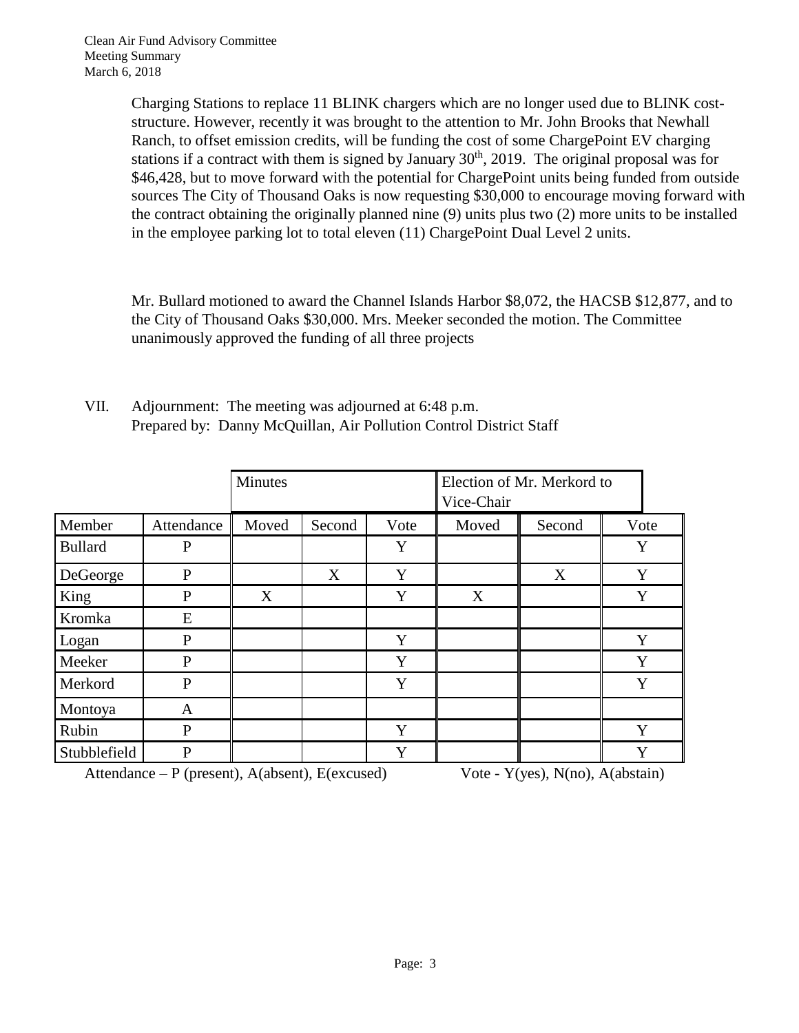Charging Stations to replace 11 BLINK chargers which are no longer used due to BLINK cost-structure. However, recently it was brought to the attention to Mr. John Brooks that Newhall Ranch, to offset emission credits, will be funding the cost of some ChargePoint EV charging stations if a contract with them is signed by January 30th, 2019. The original proposal was for $46,428, but to move forward with the potential for ChargePoint units being funded from outside sources The City of Thousand Oaks is now requesting $30,000 to encourage moving forward with the contract obtaining the originally planned nine (9) units plus two (2) more units to be installed in the employee parking lot to total eleven (11) ChargePoint Dual Level 2 units.

Mr. Bullard motioned to award the Channel Islands Harbor $8,072, the HACSB $12,877, and to the City of Thousand Oaks $30,000. Mrs. Meeker seconded the motion. The Committee unanimously approved the funding of all three projects

VII. Adjournment: The meeting was adjourned at 6:48 p.m.
Prepared by: Danny McQuillan, Air Pollution Control District Staff

| | | Minutes | | | Election of Mr. Merkord to Vice-Chair | | |
|---|---|---|---|---|---|---|---|
| Member | Attendance | Moved | Second | Vote | Moved | Second | Vote |
| Bullard | P | | | Y | | | Y |
| DeGeorge | P | | X | Y | | X | Y |
| King | P | X | | Y | X | | Y |
| Kromka | E | | | | | | |
| Logan | P | | | Y | | | Y |
| Meeker | P | | | Y | | | Y |
| Merkord | P | | | Y | | | Y |
| Montoya | A | | | | | | |
| Rubin | P | | | Y | | | Y |
| Stubblefield | P | | | Y | | | Y |

Attendance – P (present), A(absent), E(excused)    Vote - Y(yes), N(no), A(abstain)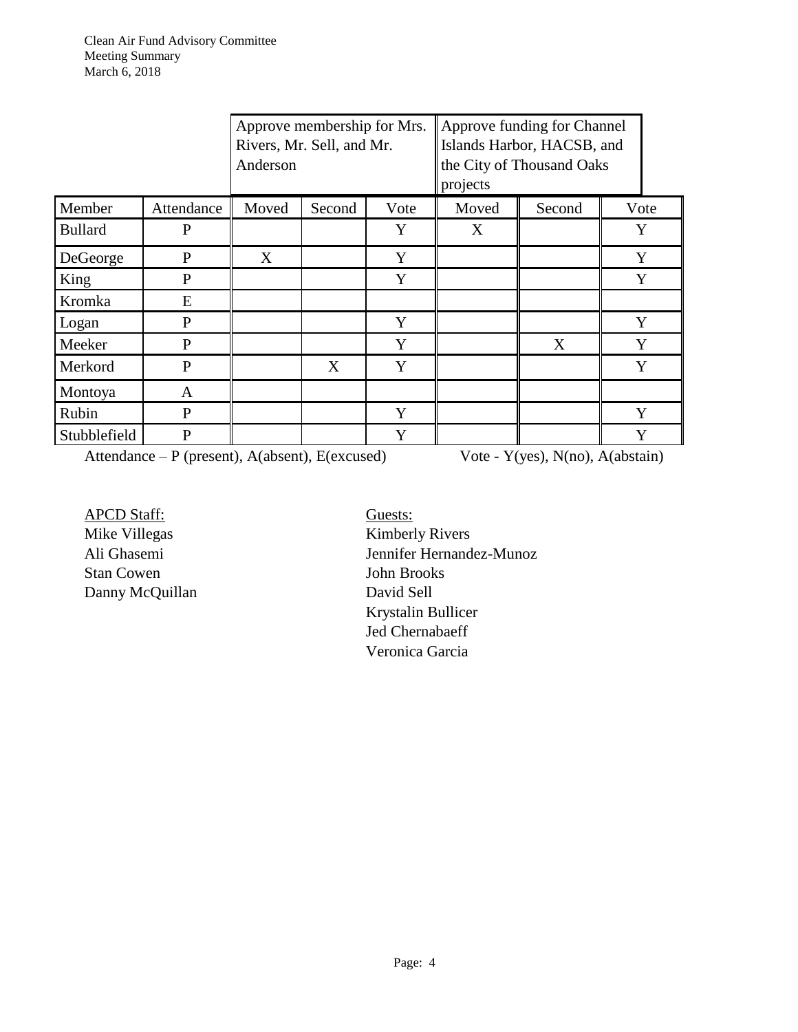Clean Air Fund Advisory Committee
Meeting Summary
March 6, 2018

| | | Approve membership for Mrs. Rivers, Mr. Sell, and Mr. Anderson | | | Approve funding for Channel Islands Harbor, HACSB, and the City of Thousand Oaks projects | | |
|---|---|---|---|---|---|---|---|
| Member | Attendance | Moved | Second | Vote | Moved | Second | Vote |
| Bullard | P | | | Y | X | | Y |
| DeGeorge | P | X | | Y | | | Y |
| King | P | | | Y | | | Y |
| Kromka | E | | | | | | |
| Logan | P | | | Y | | | Y |
| Meeker | P | | | Y | | X | Y |
| Merkord | P | | X | Y | | | Y |
| Montoya | A | | | | | | |
| Rubin | P | | | Y | | | Y |
| Stubblefield | P | | | Y | | | Y |

Attendance – P (present), A(absent), E(excused)

Vote - Y(yes), N(no), A(abstain)

APCD Staff:
Mike Villegas
Ali Ghasemi
Stan Cowen
Danny McQuillan

Guests:
Kimberly Rivers
Jennifer Hernandez-Munoz
John Brooks
David Sell
Krystalin Bullicer
Jed Chernabaeff
Veronica Garcia